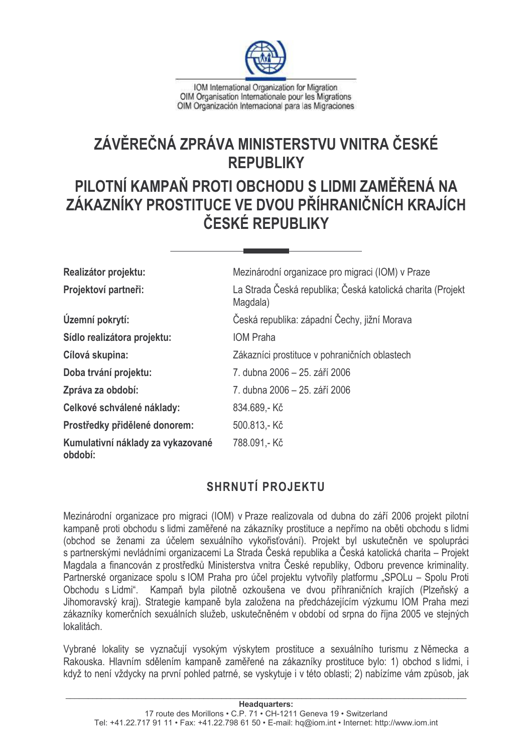IOM International Organization for Migration
OIM Organisation Internationale pour les Migrations
OIM Organización Internacional para las Migraciones

# ZÁVĚREČNÁ ZPRÁVA MINISTERSTVU VNITRA ČESKÉ REPUBLIKY

# PILOTNÍ KAMPAŇ PROTI OBCHODU S LIDMI ZAMĚŘENÁ NA ZÁKAZNÍKY PROSTITUCE VE DVOU PŘÍHRANIČNÍCH KRAJÍCH ČESKÉ REPUBLIKY

| | |
|---|---|
| **Realizátor projektu:** | Mezinárodní organizace pro migraci (IOM) v Praze |
| **Projektoví partneři:** | La Strada Česká republika; Česká katolická charita (Projekt Magdala) |
| **Územní pokrytí:** | Česká republika: západní Čechy, jižní Morava |
| **Sídlo realizátora projektu:** | IOM Praha |
| **Cílová skupina:** | Zákazníci prostituce v pohraničních oblastech |
| **Doba trvání projektu:** | 7. dubna 2006 – 25. září 2006 |
| **Zpráva za období:** | 7. dubna 2006 – 25. září 2006 |
| **Celkové schválené náklady:** | 834.689,- Kč |
| **Prostředky přidělené donorem:** | 500.813,- Kč |
| **Kumulativní náklady za vykazované období:** | 788.091,- Kč |

## SHRNUTÍ PROJEKTU

Mezinárodní organizace pro migraci (IOM) v Praze realizovala od dubna do září 2006 projekt pilotní kampaně proti obchodu s lidmi zaměřené na zákazníky prostituce a nepřímo na oběti obchodu s lidmi (obchod se ženami za účelem sexuálního vykořisťování). Projekt byl uskutečněn ve spolupráci s partnerskými nevládními organizacemi La Strada Česká republika a Česká katolická charita – Projekt Magdala a financován z prostředků Ministerstva vnitra České republiky, Odboru prevence kriminality. Partnerské organizace spolu s IOM Praha pro účel projektu vytvořily platformu „SPOLu – Spolu Proti Obchodu s Lidmi". Kampaň byla pilotně ozkoušena ve dvou příhraničních krajích (Plzeňský a Jihomoravský kraj). Strategie kampaně byla založena na předcházejícím výzkumu IOM Praha mezi zákazníky komerčních sexuálních služeb, uskutečněném v období od srpna do října 2005 ve stejných lokalitách.

Vybrané lokality se vyznačují vysokým výskytem prostituce a sexuálního turismu z Německa a Rakouska. Hlavním sdělením kampaně zaměřené na zákazníky prostituce bylo: 1) obchod s lidmi, i když to není vždycky na první pohled patrné, se vyskytuje i v této oblasti; 2) nabízíme vám způsob, jak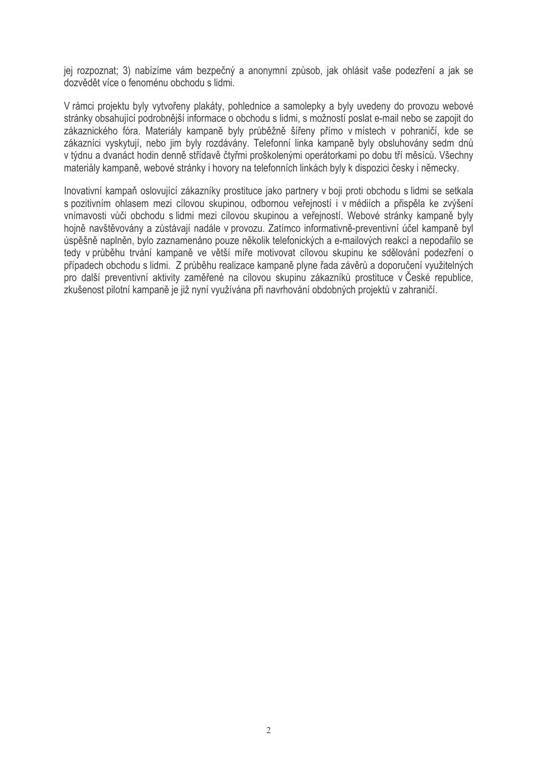jej rozpoznat; 3) nabízíme vám bezpečný a anonymní způsob, jak ohlásit vaše podezření a jak se dozvědět více o fenoménu obchodu s lidmi.

V rámci projektu byly vytvořeny plakáty, pohlednice a samolepky a byly uvedeny do provozu webové stránky obsahující podrobnější informace o obchodu s lidmi, s možností poslat e-mail nebo se zapojit do zákaznického fóra. Materiály kampaně byly průběžně šířeny přímo v místech v pohraničí, kde se zákazníci vyskytují, nebo jim byly rozdávány. Telefonní linka kampaně byly obsluhovány sedm dnů v týdnu a dvanáct hodin denně střídavě čtyřmi proškolenými operátorkami po dobu tří měsíců. Všechny materiály kampaně, webové stránky i hovory na telefonních linkách byly k dispozici česky i německy.

Inovativní kampaň oslovující zákazníky prostituce jako partnery v boji proti obchodu s lidmi se setkala s pozitivním ohlasem mezi cílovou skupinou, odbornou veřejností i v médiích a přispěla ke zvýšení vnímavosti vůči obchodu s lidmi mezi cílovou skupinou a veřejností. Webové stránky kampaně byly hojně navštěvovány a zůstávají nadále v provozu. Zatímco informativně-preventivní účel kampaně byl úspěšně naplněn, bylo zaznamenáno pouze několik telefonických a e-mailových reakcí a nepodařilo se tedy v průběhu trvání kampaně ve větší míře motivovat cílovou skupinu ke sdělování podezření o případech obchodu s lidmi. Z průběhu realizace kampaně plyne řada závěrů a doporučení využitelných pro další preventivní aktivity zaměřené na cílovou skupinu zákazníků prostituce v České republice, zkušenost pilotní kampaně je již nyní využívána při navrhování obdobných projektů v zahraničí.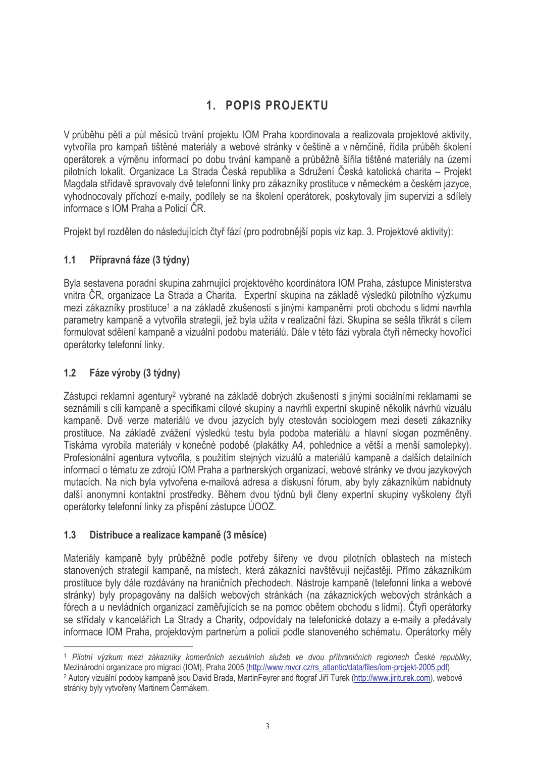# 1. POPIS PROJEKTU

V průběhu pěti a půl měsíců trvání projektu IOM Praha koordinovala a realizovala projektové aktivity, vytvořila pro kampaň tištěné materiály a webové stránky v češtině a v němčině, řídila průběh školení operátorek a výměnu informací po dobu trvání kampaně a průběžně šířila tištěné materiály na území pilotních lokalit. Organizace La Strada Česká republika a Sdružení Česká katolická charita – Projekt Magdala střídavě spravovaly dvě telefonní linky pro zákazníky prostituce v německém a českém jazyce, vyhodnocovaly příchozí e-maily, podílely se na školení operátorek, poskytovaly jim supervizi a sdílely informace s IOM Praha a Policií ČR.

Projekt byl rozdělen do následujících čtyř fází (pro podrobnější popis viz kap. 3. Projektové aktivity):

## 1.1 Přípravná fáze (3 týdny)

Byla sestavena poradní skupina zahrnující projektového koordinátora IOM Praha, zástupce Ministerstva vnitra ČR, organizace La Strada a Charita. Expertní skupina na základě výsledků pilotního výzkumu mezi zákazníky prostituce[1] a na základě zkušeností s jinými kampaněmi proti obchodu s lidmi navrhla parametry kampaně a vytvořila strategii, jež byla užita v realizační fázi. Skupina se sešla třikrát s cílem formulovat sdělení kampaně a vizuální podobu materiálů. Dále v této fázi vybrala čtyři německy hovořící operátorky telefonní linky.

## 1.2 Fáze výroby (3 týdny)

Zástupci reklamní agentury[2] vybrané na základě dobrých zkušeností s jinými sociálními reklamami se seznámili s cíli kampaně a specifikami cílové skupiny a navrhli expertní skupině několik návrhů vizuálu kampaně. Dvě verze materiálů ve dvou jazycích byly otestován sociologem mezi deseti zákazníky prostituce. Na základě zvážení výsledků testu byla podoba materiálů a hlavní slogan pozměněny. Tiskárna vyrobila materiály v konečné podobě (plakátky A4, pohlednice a větší a menší samolepky). Profesionální agentura vytvořila, s použitím stejných vizuálů a materiálů kampaně a dalších detailních informací o tématu ze zdrojů IOM Praha a partnerských organizací, webové stránky ve dvou jazykových mutacích. Na nich byla vytvořena e-mailová adresa a diskusní fórum, aby byly zákazníkům nabídnuty další anonymní kontaktní prostředky. Během dvou týdnů byli členy expertní skupiny vyškoleny čtyři operátorky telefonní linky za přispění zástupce ÚOOZ.

## 1.3 Distribuce a realizace kampaně (3 měsíce)

Materiály kampaně byly průběžně podle potřeby šířeny ve dvou pilotních oblastech na místech stanovených strategií kampaně, na místech, která zákazníci navštěvují nejčastěji. Přímo zákazníkům prostituce byly dále rozdávány na hraničních přechodech. Nástroje kampaně (telefonní linka a webové stránky) byly propagovány na dalších webových stránkách (na zákaznických webových stránkách a fórech a u nevládních organizací zaměřujících se na pomoc obětem obchodu s lidmi). Čtyři operátorky se střídaly v kancelářích La Strady a Charity, odpovídaly na telefonické dotazy a e-maily a předávaly informace IOM Praha, projektovým partnerům a policii podle stanoveného schématu. Operátorky měly

---

[1] *Pilotní výzkum mezi zákazníky komerčních sexuálních služeb ve dvou příhraničních regionech České republiky*, Mezinárodní organizace pro migraci (IOM), Praha 2005 (http://www.mvcr.cz/rs_atlantic/data/files/iom-projekt-2005.pdf)

[2] Autory vizuální podoby kampaně jsou David Brada, MartinFeyrer and ftograf Jiří Turek (http://www.jiriturek.com), webové stránky byly vytvořeny Martinem Čermákem.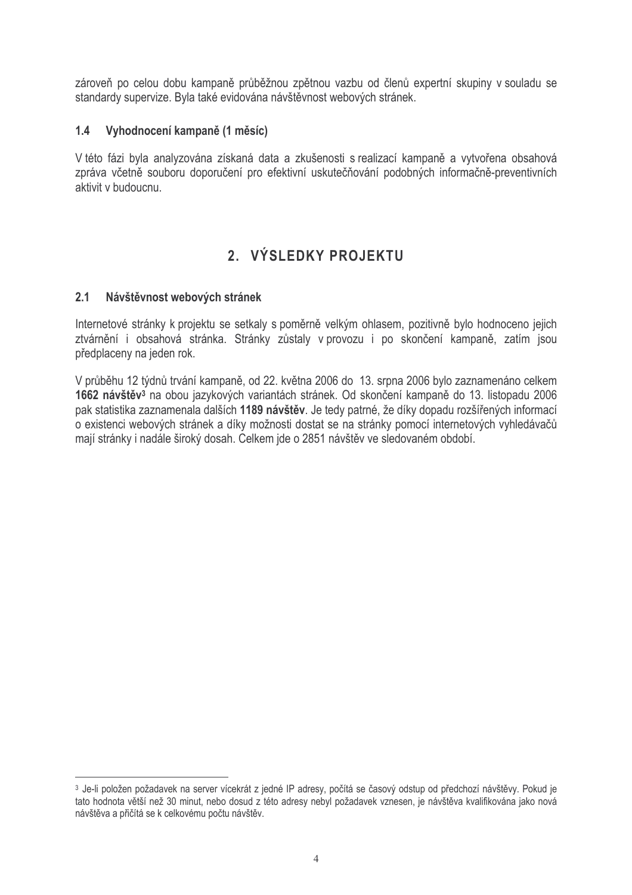zároveň po celou dobu kampaně průběžnou zpětnou vazbu od členů expertní skupiny v souladu se standardy supervize. Byla také evidována návštěvnost webových stránek.

### 1.4 Vyhodnocení kampaně (1 měsíc)

V této fázi byla analyzována získaná data a zkušenosti s realizací kampaně a vytvořena obsahová zpráva včetně souboru doporučení pro efektivní uskutečňování podobných informačně-preventivních aktivit v budoucnu.

## 2. VÝSLEDKY PROJEKTU

### 2.1 Návštěvnost webových stránek

Internetové stránky k projektu se setkaly s poměrně velkým ohlasem, pozitivně bylo hodnoceno jejich ztvárnění i obsahová stránka. Stránky zůstaly v provozu i po skončení kampaně, zatím jsou předplaceny na jeden rok.

V průběhu 12 týdnů trvání kampaně, od 22. května 2006 do 13. srpna 2006 bylo zaznamenáno celkem **1662 návštěv**[3] na obou jazykových variantách stránek. Od skončení kampaně do 13. listopadu 2006 pak statistika zaznamenala dalších **1189 návštěv**. Je tedy patrné, že díky dopadu rozšířených informací o existenci webových stránek a díky možnosti dostat se na stránky pomocí internetových vyhledávačů mají stránky i nadále široký dosah. Celkem jde o 2851 návštěv ve sledovaném období.

---

[3] Je-li položen požadavek na server vícekrát z jedné IP adresy, počítá se časový odstup od předchozí návštěvy. Pokud je tato hodnota větší než 30 minut, nebo dosud z této adresy nebyl požadavek vznesen, je návštěva kvalifikována jako nová návštěva a přičítá se k celkovému počtu návštěv.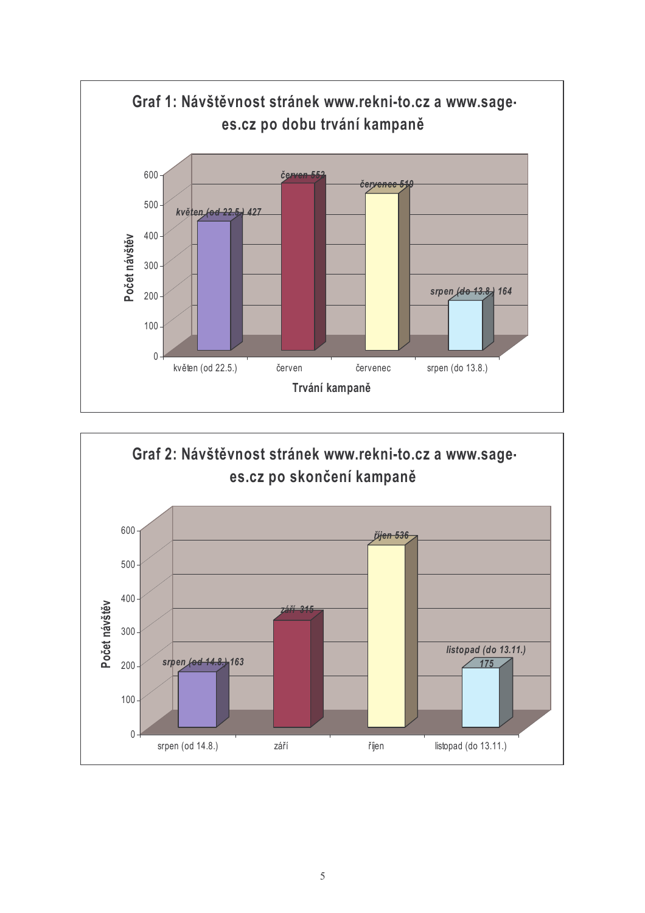**Graf 1: Návštěvnost stránek www.rekni-to.cz a www.sage-es.cz po dobu trvání kampaně**

| Trvání kampaně | Počet návštěv |
|---|---|
| květen (od 22.5.) | 427 |
| červen | 552 |
| červenec | 519 |
| srpen (do 13.8.) | 164 |

**Graf 2: Návštěvnost stránek www.rekni-to.cz a www.sage-es.cz po skončení kampaně**

| Období | Počet návštěv |
|---|---|
| srpen (od 14.8.) | 163 |
| září | 315 |
| říjen | 536 |
| listopad (do 13.11.) | 175 |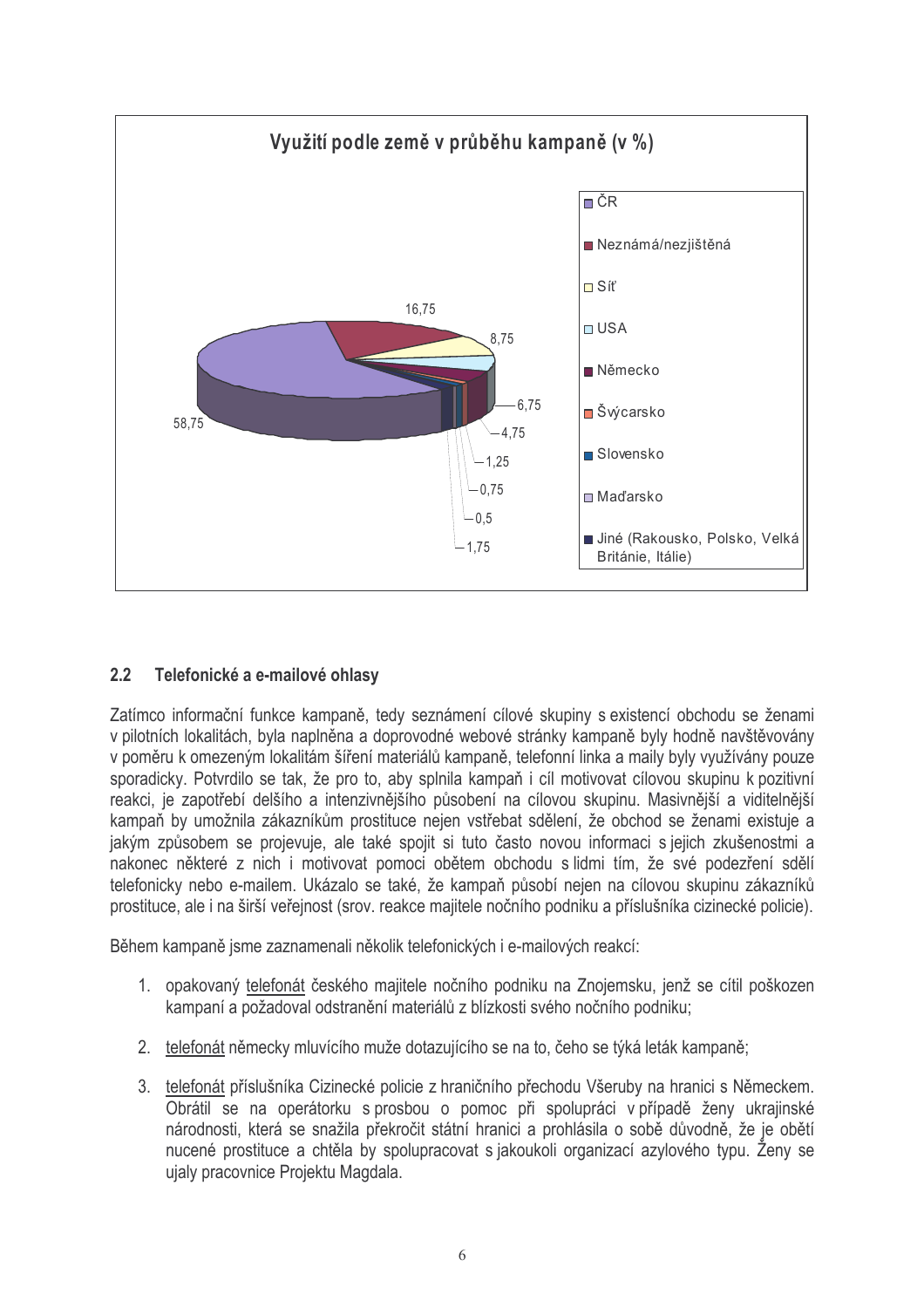**Využití podle země v průběhu kampaně (v %)**

| Země | % |
|---|---|
| ČR | 58,75 |
| Neznámá/nezjištěná | 16,75 |
| Síť | 8,75 |
| USA | 6,75 |
| Německo | 4,75 |
| Švýcarsko | 1,25 |
| Slovensko | 0,75 |
| Maďarsko | 0,5 |
| Jiné (Rakousko, Polsko, Velká Británie, Itálie) | 1,75 |

## 2.2 Telefonické a e-mailové ohlasy

Zatímco informační funkce kampaně, tedy seznámení cílové skupiny s existencí obchodu se ženami v pilotních lokalitách, byla naplněna a doprovodné webové stránky kampaně byly hodně navštěvovány v poměru k omezeným lokalitám šíření materiálů kampaně, telefonní linka a maily byly využívány pouze sporadicky. Potvrdilo se tak, že pro to, aby splnila kampaň i cíl motivovat cílovou skupinu k pozitivní reakci, je zapotřebí delšího a intenzivnějšího působení na cílovou skupinu. Masivnější a viditelnější kampaň by umožnila zákazníkům prostituce nejen vstřebat sdělení, že obchod se ženami existuje a jakým způsobem se projevuje, ale také spojit si tuto často novou informaci s jejich zkušenostmi a nakonec některé z nich i motivovat pomoci obětem obchodu s lidmi tím, že své podezření sdělí telefonicky nebo e-mailem. Ukázalo se také, že kampaň působí nejen na cílovou skupinu zákazníků prostituce, ale i na širší veřejnost (srov. reakce majitele nočního podniku a příslušníka cizinecké policie).

Během kampaně jsme zaznamenali několik telefonických i e-mailových reakcí:

1. opakovaný telefonát českého majitele nočního podniku na Znojemsku, jenž se cítil poškozen kampaní a požadoval odstranění materiálů z blízkosti svého nočního podniku;

2. telefonát německy mluvícího muže dotazujícího se na to, čeho se týká leták kampaně;

3. telefonát příslušníka Cizinecké policie z hraničního přechodu Všeruby na hranici s Německem. Obrátil se na operátorku s prosbou o pomoc při spolupráci v případě ženy ukrajinské národnosti, která se snažila překročit státní hranici a prohlásila o sobě důvodně, že je obětí nucené prostituce a chtěla by spolupracovat s jakoukoli organizací azylového typu. Ženy se ujaly pracovnice Projektu Magdala.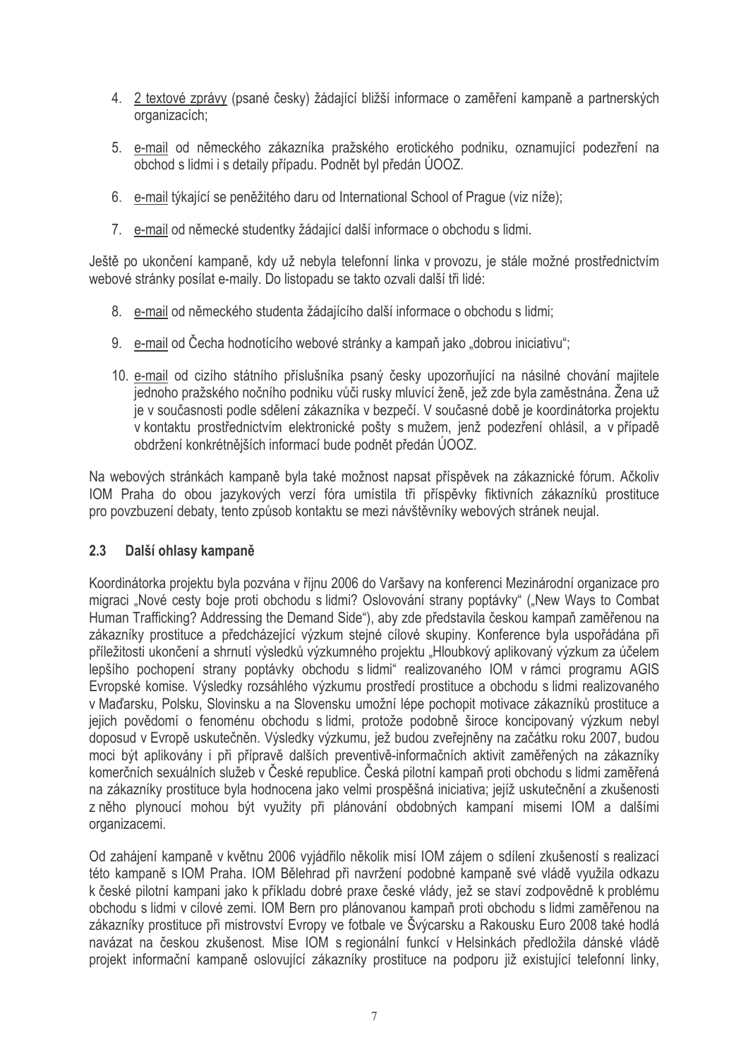4. 2 textové zprávy (psané česky) žádající bližší informace o zaměření kampaně a partnerských organizacích;

5. e-mail od německého zákazníka pražského erotického podniku, oznamující podezření na obchod s lidmi i s detaily případu. Podnět byl předán ÚOOZ.

6. e-mail týkající se peněžitého daru od International School of Prague (viz níže);

7. e-mail od německé studentky žádající další informace o obchodu s lidmi.

Ještě po ukončení kampaně, kdy už nebyla telefonní linka v provozu, je stále možné prostřednictvím webové stránky posílat e-maily. Do listopadu se takto ozvali další tři lidé:

8. e-mail od německého studenta žádajícího další informace o obchodu s lidmi;

9. e-mail od Čecha hodnotícího webové stránky a kampaň jako „dobrou iniciativu";

10. e-mail od cizího státního příslušníka psaný česky upozorňující na násilné chování majitele jednoho pražského nočního podniku vůči rusky mluvící ženě, jež zde byla zaměstnána. Žena už je v současnosti podle sdělení zákazníka v bezpečí. V současné době je koordinátorka projektu v kontaktu prostřednictvím elektronické pošty s mužem, jenž podezření ohlásil, a v případě obdržení konkrétnějších informací bude podnět předán ÚOOZ.

Na webových stránkách kampaně byla také možnost napsat příspěvek na zákaznické fórum. Ačkoliv IOM Praha do obou jazykových verzí fóra umístila tři příspěvky fiktivních zákazníků prostituce pro povzbuzení debaty, tento způsob kontaktu se mezi návštěvníky webových stránek neujal.

### 2.3 Další ohlasy kampaně

Koordinátorka projektu byla pozvána v říjnu 2006 do Varšavy na konferenci Mezinárodní organizace pro migraci „Nové cesty boje proti obchodu s lidmi? Oslovování strany poptávky" („New Ways to Combat Human Trafficking? Addressing the Demand Side"), aby zde představila českou kampaň zaměřenou na zákazníky prostituce a předcházející výzkum stejné cílové skupiny. Konference byla uspořádána při příležitosti ukončení a shrnutí výsledků výzkumného projektu „Hloubkový aplikovaný výzkum za účelem lepšího pochopení strany poptávky obchodu s lidmi" realizovaného IOM v rámci programu AGIS Evropské komise. Výsledky rozsáhlého výzkumu prostředí prostituce a obchodu s lidmi realizovaného v Maďarsku, Polsku, Slovinsku a na Slovensku umožní lépe pochopit motivace zákazníků prostituce a jejich povědomí o fenoménu obchodu s lidmi, protože podobně široce koncipovaný výzkum nebyl doposud v Evropě uskutečněn. Výsledky výzkumu, jež budou zveřejněny na začátku roku 2007, budou moci být aplikovány i při přípravě dalších preventivě-informačních aktivit zaměřených na zákazníky komerčních sexuálních služeb v České republice. Česká pilotní kampaň proti obchodu s lidmi zaměřená na zákazníky prostituce byla hodnocena jako velmi prospěšná iniciativa; jejíž uskutečnění a zkušenosti z něho plynoucí mohou být využity při plánování obdobných kampaní misemi IOM a dalšími organizacemi.

Od zahájení kampaně v květnu 2006 vyjádřilo několik misí IOM zájem o sdílení zkušeností s realizací této kampaně s IOM Praha. IOM Bělehrad při navržení podobné kampaně své vládě využila odkazu k české pilotní kampani jako k příkladu dobré praxe české vlády, jež se staví zodpovědně k problému obchodu s lidmi v cílové zemi. IOM Bern pro plánovanou kampaň proti obchodu s lidmi zaměřenou na zákazníky prostituce při mistrovství Evropy ve fotbale ve Švýcarsku a Rakousku Euro 2008 také hodlá navázat na českou zkušenost. Mise IOM s regionální funkcí v Helsinkách předložila dánské vládě projekt informační kampaně oslovující zákazníky prostituce na podporu již existující telefonní linky,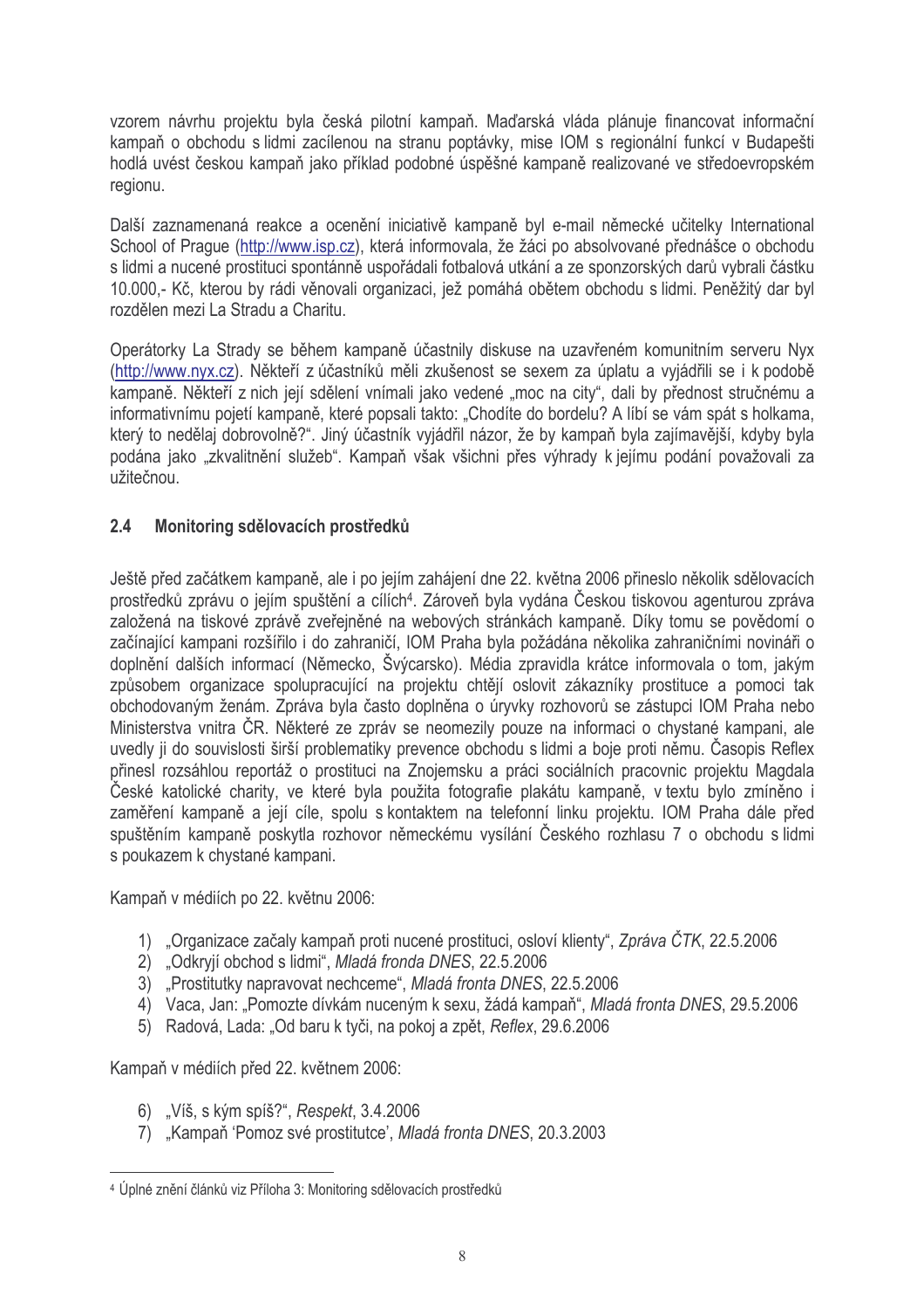vzorem návrhu projektu byla česká pilotní kampaň. Maďarská vláda plánuje financovat informační kampaň o obchodu s lidmi zacílenou na stranu poptávky, mise IOM s regionální funkcí v Budapešti hodlá uvést českou kampaň jako příklad podobné úspěšné kampaně realizované ve středoevropském regionu.

Další zaznamenaná reakce a ocenění iniciativě kampaně byl e-mail německé učitelky International School of Prague (http://www.isp.cz), která informovala, že žáci po absolvované přednášce o obchodu s lidmi a nucené prostituci spontánně uspořádali fotbalová utkání a ze sponzorských darů vybrali částku 10.000,- Kč, kterou by rádi věnovali organizaci, jež pomáhá obětem obchodu s lidmi. Peněžitý dar byl rozdělen mezi La Stradu a Charitu.

Operátorky La Strady se během kampaně účastnily diskuse na uzavřeném komunitním serveru Nyx (http://www.nyx.cz). Někteří z účastníků měli zkušenost se sexem za úplatu a vyjádřili se i k podobě kampaně. Někteří z nich její sdělení vnímali jako vedené „moc na city", dali by přednost stručnému a informativnímu pojetí kampaně, které popsali takto: „Chodíte do bordelu? A líbí se vám spát s holkama, který to nedělaj dobrovolně?". Jiný účastník vyjádřil názor, že by kampaň byla zajímavější, kdyby byla podána jako „zkvalitnění služeb". Kampaň však všichni přes výhrady k jejímu podání považovali za užitečnou.

## 2.4 Monitoring sdělovacích prostředků

Ještě před začátkem kampaně, ale i po jejím zahájení dne 22. května 2006 přineslo několik sdělovacích prostředků zprávu o jejím spuštění a cílích[4]. Zároveň byla vydána Českou tiskovou agenturou zpráva založená na tiskové zprávě zveřejněné na webových stránkách kampaně. Díky tomu se povědomí o začínající kampani rozšířilo i do zahraničí, IOM Praha byla požádána několika zahraničními novináři o doplnění dalších informací (Německo, Švýcarsko). Média zpravidla krátce informovala o tom, jakým způsobem organizace spolupracující na projektu chtějí oslovit zákazníky prostituce a pomoci tak obchodovaným ženám. Zpráva byla často doplněna o úryvky rozhovorů se zástupci IOM Praha nebo Ministerstva vnitra ČR. Některé ze zpráv se neomezily pouze na informaci o chystané kampani, ale uvedly ji do souvislosti širší problematiky prevence obchodu s lidmi a boje proti němu. Časopis Reflex přinesl rozsáhlou reportáž o prostituci na Znojemsku a práci sociálních pracovnic projektu Magdala České katolické charity, ve které byla použita fotografie plakátu kampaně, v textu bylo zmíněno i zaměření kampaně a její cíle, spolu s kontaktem na telefonní linku projektu. IOM Praha dále před spuštěním kampaně poskytla rozhovor německému vysílání Českého rozhlasu 7 o obchodu s lidmi s poukazem k chystané kampani.

Kampaň v médiích po 22. květnu 2006:

1) „Organizace začaly kampaň proti nucené prostituci, osloví klienty", *Zpráva ČTK*, 22.5.2006
2) „Odkryjí obchod s lidmi", *Mladá fronda DNES*, 22.5.2006
3) „Prostitutky napravovat nechceme", *Mladá fronta DNES*, 22.5.2006
4) Vaca, Jan: „Pomozte dívkám nuceným k sexu, žádá kampaň", *Mladá fronta DNES*, 29.5.2006
5) Radová, Lada: „Od baru k tyči, na pokoj a zpět, *Reflex*, 29.6.2006

Kampaň v médiích před 22. květnem 2006:

6) „Víš, s kým spíš?", *Respekt*, 3.4.2006
7) „Kampaň 'Pomoz své prostitutce', *Mladá fronta DNES*, 20.3.2003

---

[4] Úplné znění článků viz Příloha 3: Monitoring sdělovacích prostředků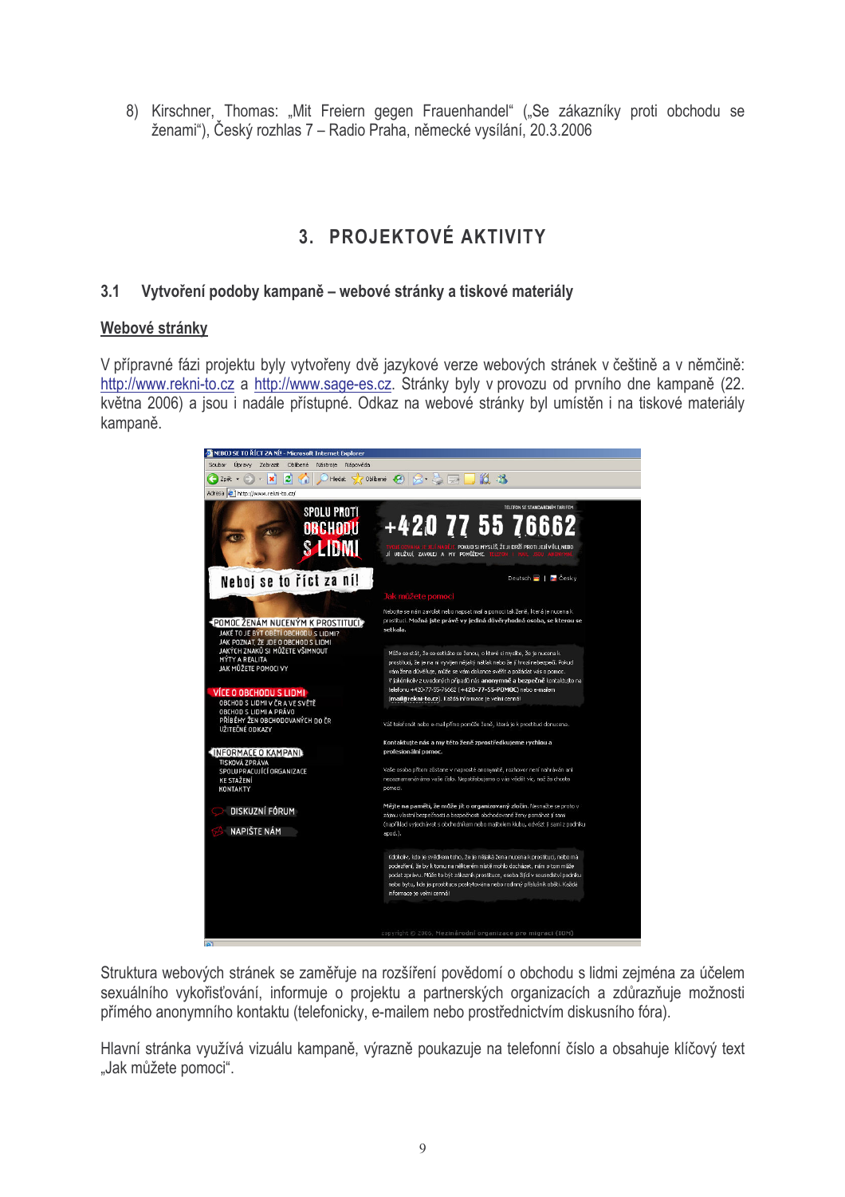8) Kirschner, Thomas: „Mit Freiern gegen Frauenhandel" („Se zákazníky proti obchodu se ženami"), Český rozhlas 7 – Radio Praha, německé vysílání, 20.3.2006

# 3. PROJEKTOVÉ AKTIVITY

## 3.1 Vytvoření podoby kampaně – webové stránky a tiskové materiály

### Webové stránky

V přípravné fázi projektu byly vytvořeny dvě jazykové verze webových stránek v češtině a v němčině: http://www.rekni-to.cz a http://www.sage-es.cz. Stránky byly v provozu od prvního dne kampaně (22. května 2006) a jsou i nadále přístupné. Odkaz na webové stránky byl umístěn i na tiskové materiály kampaně.

Struktura webových stránek se zaměřuje na rozšíření povědomí o obchodu s lidmi zejména za účelem sexuálního vykořisťování, informuje o projektu a partnerských organizacích a zdůrazňuje možnosti přímého anonymního kontaktu (telefonicky, e-mailem nebo prostřednictvím diskusního fóra).

Hlavní stránka využívá vizuálu kampaně, výrazně poukazuje na telefonní číslo a obsahuje klíčový text „Jak můžete pomoci".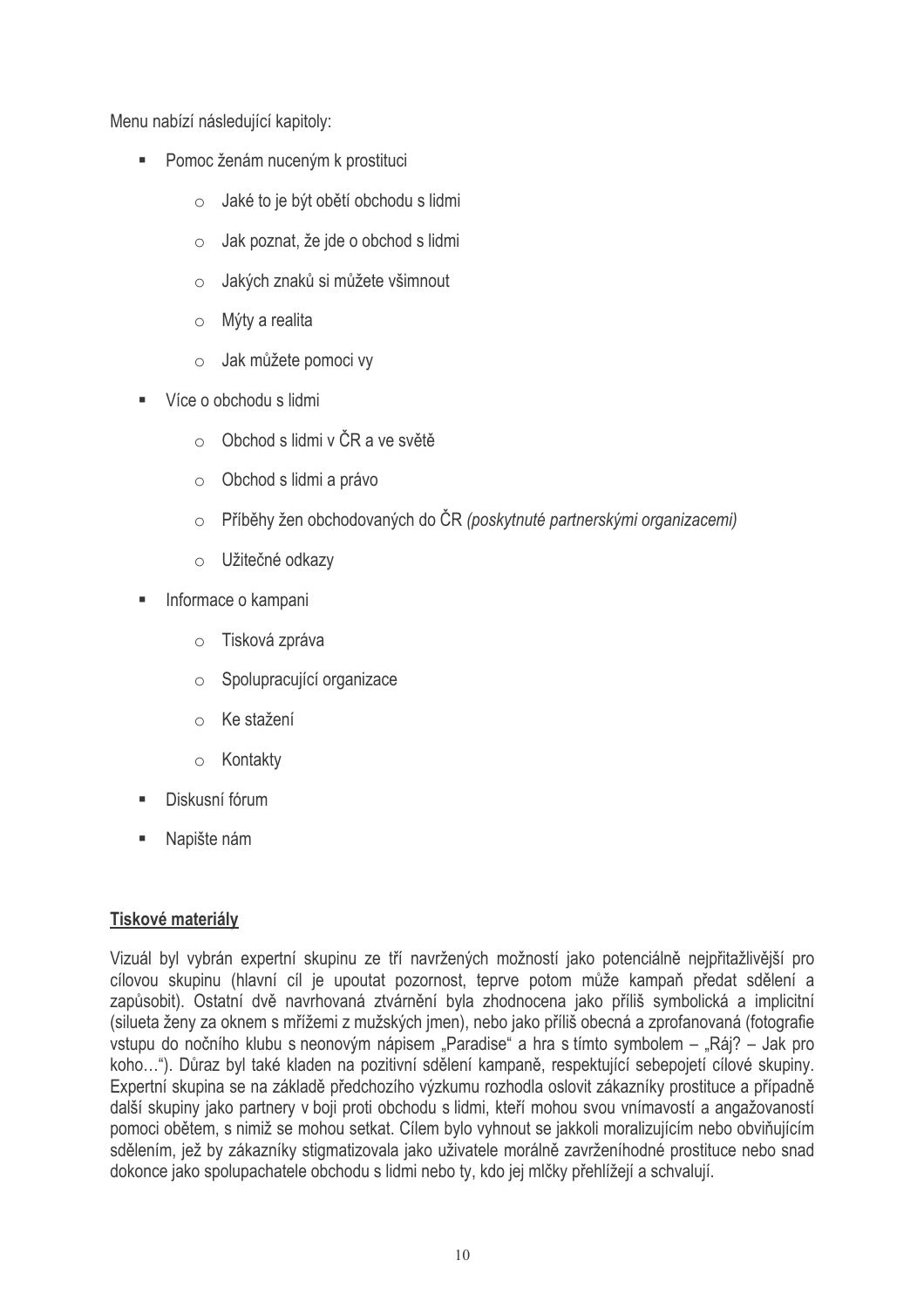Menu nabízí následující kapitoly:

- Pomoc ženám nuceným k prostituci
    - Jaké to je být obětí obchodu s lidmi
    - Jak poznat, že jde o obchod s lidmi
    - Jakých znaků si můžete všimnout
    - Mýty a realita
    - Jak můžete pomoci vy
- Více o obchodu s lidmi
    - Obchod s lidmi v ČR a ve světě
    - Obchod s lidmi a právo
    - Příběhy žen obchodovaných do ČR *(poskytnuté partnerskými organizacemi)*
    - Užitečné odkazy
- Informace o kampani
    - Tisková zpráva
    - Spolupracující organizace
    - Ke stažení
    - Kontakty
- Diskusní fórum
- Napište nám

**Tiskové materiály**

Vizuál byl vybrán expertní skupinu ze tří navržených možností jako potenciálně nejpřitažlivější pro cílovou skupinu (hlavní cíl je upoutat pozornost, teprve potom může kampaň předat sdělení a zapůsobit). Ostatní dvě navrhovaná ztvárnění byla zhodnocena jako příliš symbolická a implicitní (silueta ženy za oknem s mřížemi z mužských jmen), nebo jako příliš obecná a zprofanovaná (fotografie vstupu do nočního klubu s neonovým nápisem „Paradise" a hra s tímto symbolem – „Ráj? – Jak pro koho…"). Důraz byl také kladen na pozitivní sdělení kampaně, respektující sebepojetí cílové skupiny. Expertní skupina se na základě předchozího výzkumu rozhodla oslovit zákazníky prostituce a případně další skupiny jako partnery v boji proti obchodu s lidmi, kteří mohou svou vnímavostí a angažovaností pomoci obětem, s nimiž se mohou setkat. Cílem bylo vyhnout se jakkoli moralizujícím nebo obviňujícím sdělením, jež by zákazníky stigmatizovala jako uživatele morálně zavrženíhodné prostituce nebo snad dokonce jako spolupachatele obchodu s lidmi nebo ty, kdo jej mlčky přehlížejí a schvalují.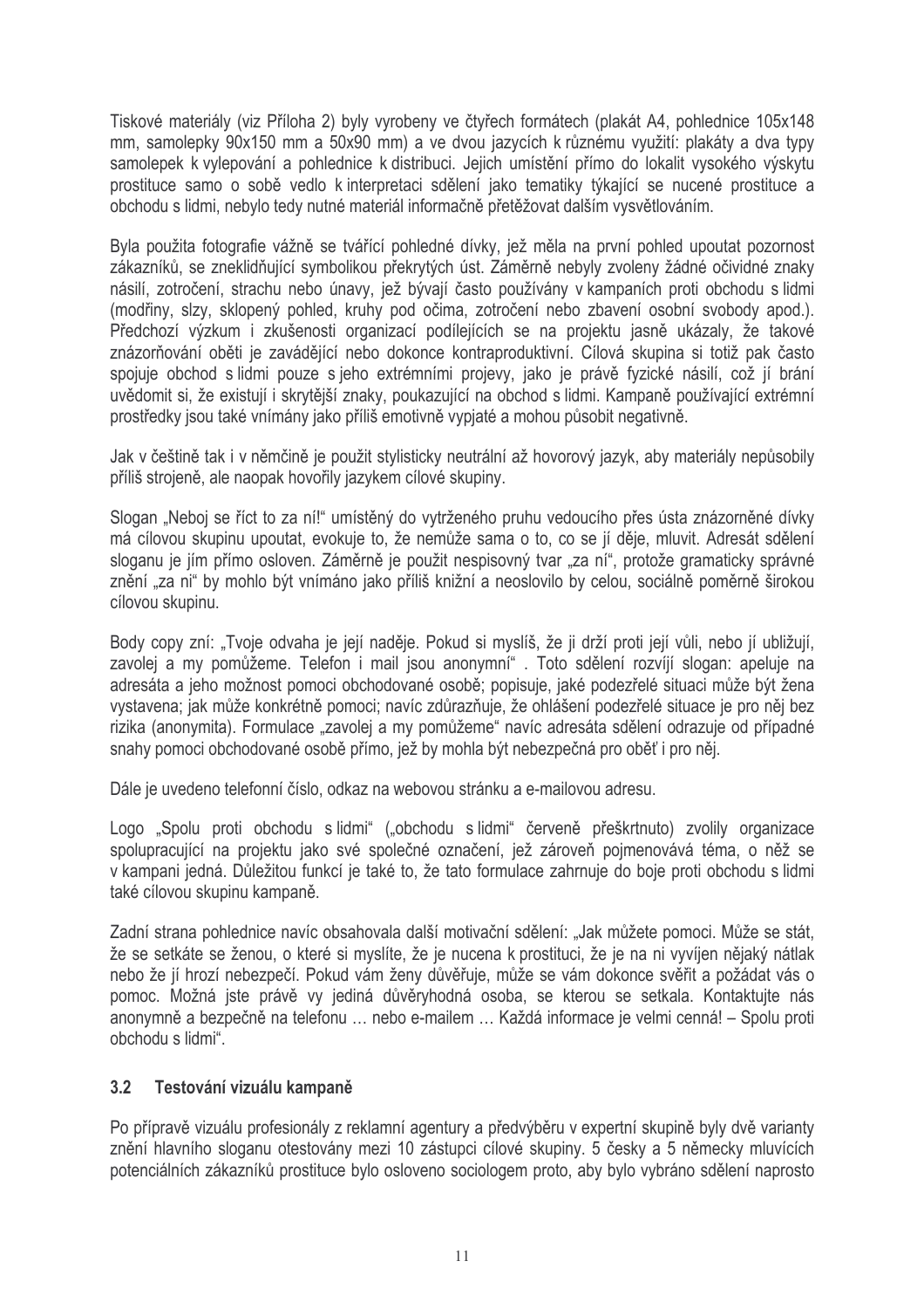Tiskové materiály (viz Příloha 2) byly vyrobeny ve čtyřech formátech (plakát A4, pohlednice 105x148 mm, samolepky 90x150 mm a 50x90 mm) a ve dvou jazycích k různému využití: plakáty a dva typy samolepek k vylepování a pohlednice k distribuci. Jejich umístění přímo do lokalit vysokého výskytu prostituce samo o sobě vedlo k interpretaci sdělení jako tematiky týkající se nucené prostituce a obchodu s lidmi, nebylo tedy nutné materiál informačně přetěžovat dalším vysvětlováním.

Byla použita fotografie vážně se tvářící pohledné dívky, jež měla na první pohled upoutat pozornost zákazníků, se zneklidňující symbolikou překrytých úst. Záměrně nebyly zvoleny žádné očividné znaky násilí, zotročení, strachu nebo únavy, jež bývají často používány v kampaních proti obchodu s lidmi (modřiny, slzy, sklopený pohled, kruhy pod očima, zotročení nebo zbavení osobní svobody apod.). Předchozí výzkum i zkušenosti organizací podílejících se na projektu jasně ukázaly, že takové znázorňování oběti je zavádějící nebo dokonce kontraproduktivní. Cílová skupina si totiž pak často spojuje obchod s lidmi pouze s jeho extrémními projevy, jako je právě fyzické násilí, což jí brání uvědomit si, že existují i skrytější znaky, poukazující na obchod s lidmi. Kampaně používající extrémní prostředky jsou také vnímány jako příliš emotivně vypjaté a mohou působit negativně.

Jak v češtině tak i v němčině je použit stylisticky neutrální až hovorový jazyk, aby materiály nepůsobily příliš strojeně, ale naopak hovořily jazykem cílové skupiny.

Slogan „Neboj se říct to za ní!“ umístěný do vytrženého pruhu vedoucího přes ústa znázorněné dívky má cílovou skupinu upoutat, evokuje to, že nemůže sama o to, co se jí děje, mluvit. Adresát sdělení sloganu je jím přímo osloven. Záměrně je použit nespisovný tvar „za ní“, protože gramaticky správné znění „za ni“ by mohlo být vnímáno jako příliš knižní a neoslovilo by celou, sociálně poměrně širokou cílovou skupinu.

Body copy zní: „Tvoje odvaha je její naděje. Pokud si myslíš, že ji drží proti její vůli, nebo jí ubližují, zavolej a my pomůžeme. Telefon i mail jsou anonymní“ . Toto sdělení rozvíjí slogan: apeluje na adresáta a jeho možnost pomoci obchodované osobě; popisuje, jaké podezřelé situaci může být žena vystavena; jak může konkrétně pomoci; navíc zdůrazňuje, že ohlášení podezřelé situace je pro něj bez rizika (anonymita). Formulace „zavolej a my pomůžeme“ navíc adresáta sdělení odrazuje od případné snahy pomoci obchodované osobě přímo, jež by mohla být nebezpečná pro oběť i pro něj.

Dále je uvedeno telefonní číslo, odkaz na webovou stránku a e-mailovou adresu.

Logo „Spolu proti obchodu s lidmi“ („obchodu s lidmi“ červeně přeškrtnuto) zvolily organizace spolupracující na projektu jako své společné označení, jež zároveň pojmenovává téma, o něž se v kampani jedná. Důležitou funkcí je také to, že tato formulace zahrnuje do boje proti obchodu s lidmi také cílovou skupinu kampaně.

Zadní strana pohlednice navíc obsahovala další motivační sdělení: „Jak můžete pomoci. Může se stát, že se setkáte se ženou, o které si myslíte, že je nucena k prostituci, že je na ni vyvíjen nějaký nátlak nebo že jí hrozí nebezpečí. Pokud vám ženy důvěřuje, může se vám dokonce svěřit a požádat vás o pomoc. Možná jste právě vy jediná důvěryhodná osoba, se kterou se setkala. Kontaktujte nás anonymně a bezpečně na telefonu … nebo e-mailem … Každá informace je velmi cenná! – Spolu proti obchodu s lidmi“.

### 3.2 Testování vizuálu kampaně

Po přípravě vizuálu profesionály z reklamní agentury a předvýběru v expertní skupině byly dvě varianty znění hlavního sloganu otestovány mezi 10 zástupci cílové skupiny. 5 česky a 5 německy mluvících potenciálních zákazníků prostituce bylo osloveno sociologem proto, aby bylo vybráno sdělení naprosto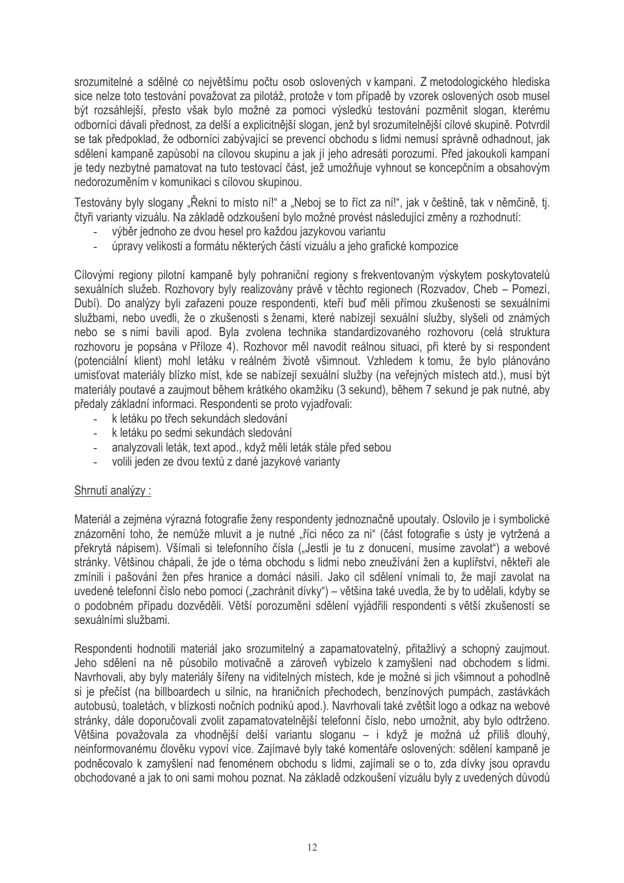srozumitelné a sdělné co největšímu počtu osob oslovených v kampani. Z metodologického hlediska sice nelze toto testování považovat za pilotáž, protože v tom případě by vzorek oslovených osob musel být rozsáhlejší, přesto však bylo možné za pomoci výsledků testování pozměnit slogan, kterému odborníci dávali přednost, za delší a explicitnější slogan, jenž byl srozumitelnější cílové skupině. Potvrdil se tak předpoklad, že odborníci zabývající se prevencí obchodu s lidmi nemusí správně odhadnout, jak sdělení kampaně zapůsobí na cílovou skupinu a jak jí jeho adresáti porozumí. Před jakoukoli kampaní je tedy nezbytné pamatovat na tuto testovací část, jež umožňuje vyhnout se koncepčním a obsahovým nedorozuměním v komunikaci s cílovou skupinou.

Testovány byly slogany „Řekni to místo ní!" a „Neboj se to říct za ní!", jak v češtině, tak v němčině, tj. čtyři varianty vizuálu. Na základě odzkoušení bylo možné provést následující změny a rozhodnutí:

- výběr jednoho ze dvou hesel pro každou jazykovou variantu
- úpravy velikosti a formátu některých částí vizuálu a jeho grafické kompozice

Cílovými regiony pilotní kampaně byly pohraniční regiony s frekventovaným výskytem poskytovatelů sexuálních služeb. Rozhovory byly realizovány právě v těchto regionech (Rozvadov, Cheb – Pomezí, Dubí). Do analýzy byli zařazeni pouze respondenti, kteří buď měli přímou zkušenosti se sexuálními službami, nebo uvedli, že o zkušenosti s ženami, které nabízejí sexuální služby, slyšeli od známých nebo se s nimi bavili apod. Byla zvolena technika standardizovaného rozhovoru (celá struktura rozhovoru je popsána v Příloze 4). Rozhovor měl navodit reálnou situaci, při které by si respondent (potenciální klient) mohl letáku v reálném životě všimnout. Vzhledem k tomu, že bylo plánováno umisťovat materiály blízko míst, kde se nabízejí sexuální služby (na veřejných místech atd.), musí být materiály poutavé a zaujmout během krátkého okamžiku (3 sekund), během 7 sekund je pak nutné, aby předaly základní informaci. Respondenti se proto vyjadřovali:

- k letáku po třech sekundách sledování
- k letáku po sedmi sekundách sledování
- analyzovali leták, text apod., když měli leták stále před sebou
- volili jeden ze dvou textů z dané jazykové varianty

Shrnutí analýzy :

Materiál a zejména výrazná fotografie ženy respondenty jednoznačně upoutaly. Oslovilo je i symbolické znázornění toho, že nemůže mluvit a je nutné „říci něco za ni" (část fotografie s ústy je vytržená a překrytá nápisem). Všímali si telefonního čísla („Jestli je tu z donucení, musíme zavolat") a webové stránky. Většinou chápali, že jde o téma obchodu s lidmi nebo zneužívání žen a kuplířství, někteří ale zmínili i pašování žen přes hranice a domácí násilí. Jako cíl sdělení vnímali to, že mají zavolat na uvedené telefonní číslo nebo pomoci („zachránit dívky") – většina také uvedla, že by to udělali, kdyby se o podobném případu dozvěděli. Větší porozumění sdělení vyjádřili respondenti s větší zkušeností se sexuálními službami.

Respondenti hodnotili materiál jako srozumitelný a zapamatovatelný, přitažlivý a schopný zaujmout. Jeho sdělení na ně působilo motivačně a zároveň vybízelo k zamyšlení nad obchodem s lidmi. Navrhovali, aby byly materiály šířeny na viditelných místech, kde je možné si jich všimnout a pohodlně si je přečíst (na billboardech u silnic, na hraničních přechodech, benzínových pumpách, zastávkách autobusů, toaletách, v blízkosti nočních podniků apod.). Navrhovali také zvětšit logo a odkaz na webové stránky, dále doporučovali zvolit zapamatovatelnější telefonní číslo, nebo umožnit, aby bylo odtrženo. Většina považovala za vhodnější delší variantu sloganu – i když je možná už příliš dlouhý, neinformovanému člověku vypoví více. Zajímavé byly také komentáře oslovených: sdělení kampaně je podněcovalo k zamyšlení nad fenoménem obchodu s lidmi, zajímali se o to, zda dívky jsou opravdu obchodované a jak to oni sami mohou poznat. Na základě odzkoušení vizuálu byly z uvedených důvodů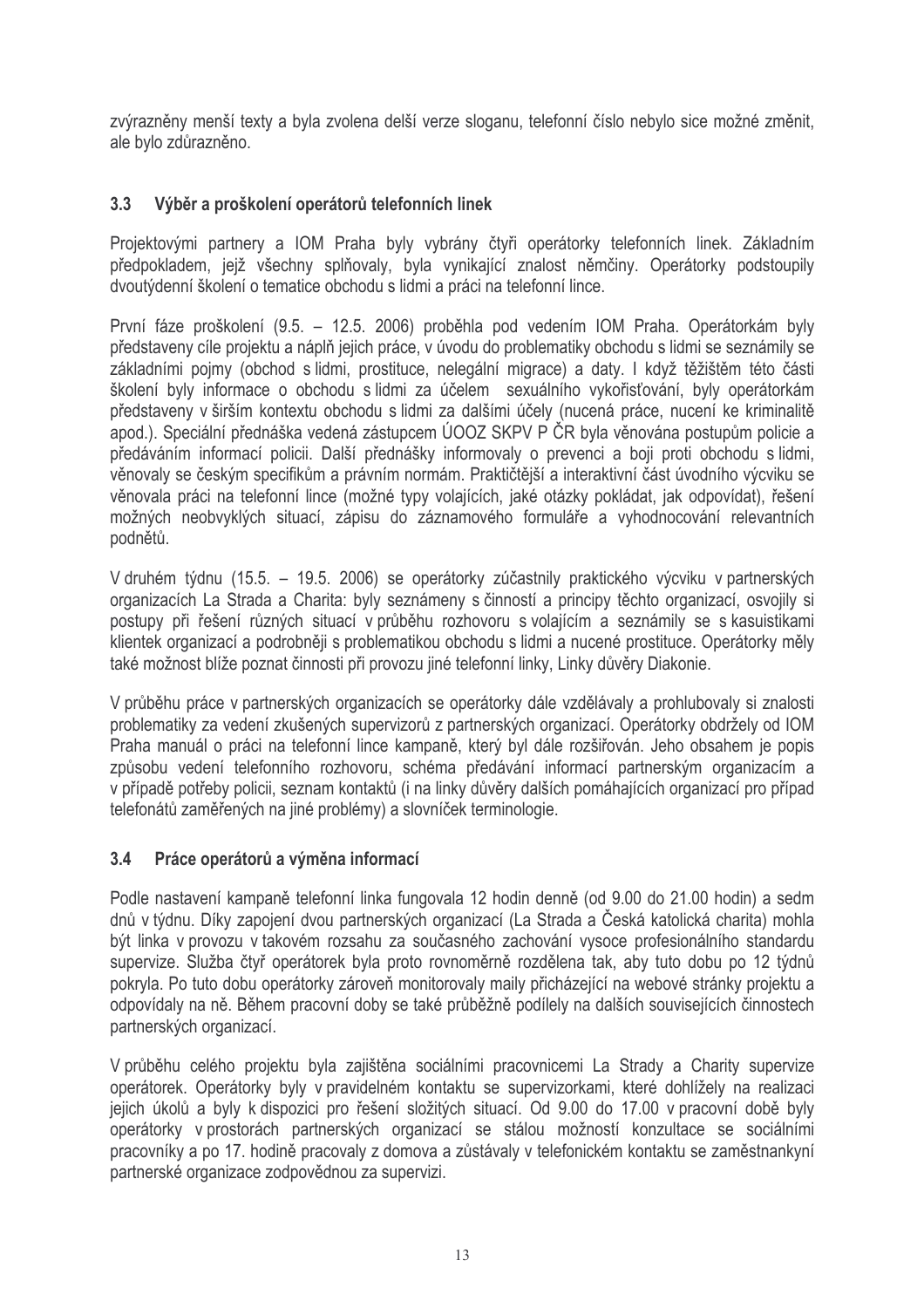zvýrazněny menší texty a byla zvolena delší verze sloganu, telefonní číslo nebylo sice možné změnit, ale bylo zdůrazněno.

### 3.3 Výběr a proškolení operátorů telefonních linek

Projektovými partnery a IOM Praha byly vybrány čtyři operátorky telefonních linek. Základním předpokladem, jejž všechny splňovaly, byla vynikající znalost němčiny. Operátorky podstoupily dvoutýdenní školení o tematice obchodu s lidmi a práci na telefonní lince.

První fáze proškolení (9.5. – 12.5. 2006) proběhla pod vedením IOM Praha. Operátorkám byly představeny cíle projektu a náplň jejich práce, v úvodu do problematiky obchodu s lidmi se seznámily se základními pojmy (obchod s lidmi, prostituce, nelegální migrace) a daty. I když těžištěm této části školení byly informace o obchodu s lidmi za účelem sexuálního vykořisťování, byly operátorkám představeny v širším kontextu obchodu s lidmi za dalšími účely (nucená práce, nucení ke kriminalitě apod.). Speciální přednáška vedená zástupcem ÚOOZ SKPV P ČR byla věnována postupům policie a předáváním informací policii. Další přednášky informovaly o prevenci a boji proti obchodu s lidmi, věnovaly se českým specifikům a právním normám. Praktičtější a interaktivní část úvodního výcviku se věnovala práci na telefonní lince (možné typy volajících, jaké otázky pokládat, jak odpovídat), řešení možných neobvyklých situací, zápisu do záznamového formuláře a vyhodnocování relevantních podnětů.

V druhém týdnu (15.5. – 19.5. 2006) se operátorky zúčastnily praktického výcviku v partnerských organizacích La Strada a Charita: byly seznámeny s činností a principy těchto organizací, osvojily si postupy při řešení různých situací v průběhu rozhovoru s volajícím a seznámily se s kasuistikami klientek organizací a podrobněji s problematikou obchodu s lidmi a nucené prostituce. Operátorky měly také možnost blíže poznat činnosti při provozu jiné telefonní linky, Linky důvěry Diakonie.

V průběhu práce v partnerských organizacích se operátorky dále vzdělávaly a prohlubovaly si znalosti problematiky za vedení zkušených supervizorů z partnerských organizací. Operátorky obdržely od IOM Praha manuál o práci na telefonní lince kampaně, který byl dále rozšiřován. Jeho obsahem je popis způsobu vedení telefonního rozhovoru, schéma předávání informací partnerským organizacím a v případě potřeby policii, seznam kontaktů (i na linky důvěry dalších pomáhajících organizací pro případ telefonátů zaměřených na jiné problémy) a slovníček terminologie.

### 3.4 Práce operátorů a výměna informací

Podle nastavení kampaně telefonní linka fungovala 12 hodin denně (od 9.00 do 21.00 hodin) a sedm dnů v týdnu. Díky zapojení dvou partnerských organizací (La Strada a Česká katolická charita) mohla být linka v provozu v takovém rozsahu za současného zachování vysoce profesionálního standardu supervize. Služba čtyř operátorek byla proto rovnoměrně rozdělena tak, aby tuto dobu po 12 týdnů pokryla. Po tuto dobu operátorky zároveň monitorovaly maily přicházející na webové stránky projektu a odpovídaly na ně. Během pracovní doby se také průběžně podílely na dalších souvisejících činnostech partnerských organizací.

V průběhu celého projektu byla zajištěna sociálními pracovnicemi La Strady a Charity supervize operátorek. Operátorky byly v pravidelném kontaktu se supervizorkami, které dohlížely na realizaci jejich úkolů a byly k dispozici pro řešení složitých situací. Od 9.00 do 17.00 v pracovní době byly operátorky v prostorách partnerských organizací se stálou možností konzultace se sociálními pracovníky a po 17. hodině pracovaly z domova a zůstávaly v telefonickém kontaktu se zaměstnankyní partnerské organizace zodpovědnou za supervizi.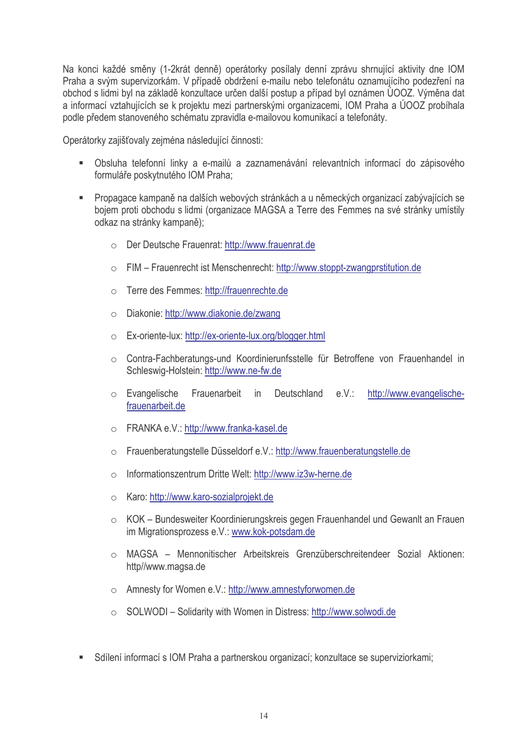Na konci každé směny (1-2krát denně) operátorky posílaly denní zprávu shrnující aktivity dne IOM Praha a svým supervizorkám. V případě obdržení e-mailu nebo telefonátu oznamujícího podezření na obchod s lidmi byl na základě konzultace určen další postup a případ byl oznámen ÚOOZ. Výměna dat a informací vztahujících se k projektu mezi partnerskými organizacemi, IOM Praha a ÚOOZ probíhala podle předem stanoveného schématu zpravidla e-mailovou komunikací a telefonáty.

Operátorky zajišťovaly zejména následující činnosti:

- Obsluha telefonní linky a e-mailů a zaznamenávání relevantních informací do zápisového formuláře poskytnutého IOM Praha;
- Propagace kampaně na dalších webových stránkách a u německých organizací zabývajících se bojem proti obchodu s lidmi (organizace MAGSA a Terre des Femmes na své stránky umístily odkaz na stránky kampaně);
  - Der Deutsche Frauenrat: http://www.frauenrat.de
  - FIM – Frauenrecht ist Menschenrecht: http://www.stoppt-zwangprstitution.de
  - Terre des Femmes: http://frauenrechte.de
  - Diakonie: http://www.diakonie.de/zwang
  - Ex-oriente-lux: http://ex-oriente-lux.org/blogger.html
  - Contra-Fachberatungs-und Koordinierunfsstelle für Betroffene von Frauenhandel in Schleswig-Holstein: http://www.ne-fw.de
  - Evangelische Frauenarbeit in Deutschland e.V.: http://www.evangelische-frauenarbeit.de
  - FRANKA e.V.: http://www.franka-kasel.de
  - Frauenberatungstelle Düsseldorf e.V.: http://www.frauenberatungstelle.de
  - Informationszentrum Dritte Welt: http://www.iz3w-herne.de
  - Karo: http://www.karo-sozialprojekt.de
  - KOK – Bundesweiter Koordinierungskreis gegen Frauenhandel und Gewanlt an Frauen im Migrationsprozess e.V.: www.kok-potsdam.de
  - MAGSA – Mennonitischer Arbeitskreis Grenzüberschreitendeer Sozial Aktionen: http//www.magsa.de
  - Amnesty for Women e.V.: http://www.amnestyforwomen.de
  - SOLWODI – Solidarity with Women in Distress: http://www.solwodi.de
- Sdílení informací s IOM Praha a partnerskou organizací; konzultace se superviziorkami;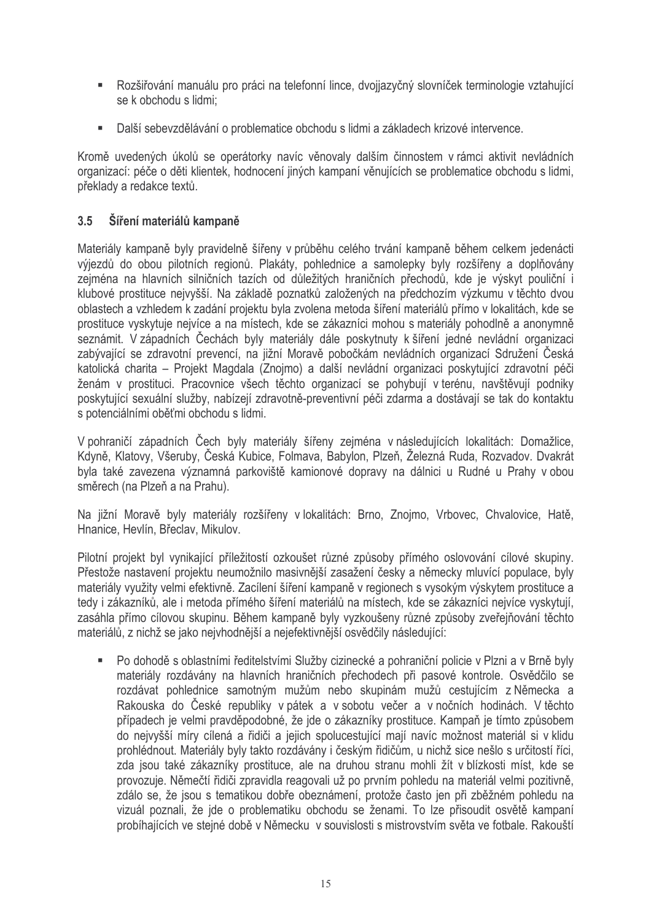- Rozšiřování manuálu pro práci na telefonní lince, dvojjazyčný slovníček terminologie vztahující se k obchodu s lidmi;
- Další sebevzdělávání o problematice obchodu s lidmi a základech krizové intervence.

Kromě uvedených úkolů se operátorky navíc věnovaly dalším činnostem v rámci aktivit nevládních organizací: péče o děti klientek, hodnocení jiných kampaní věnujících se problematice obchodu s lidmi, překlady a redakce textů.

## 3.5 Šíření materiálů kampaně

Materiály kampaně byly pravidelně šířeny v průběhu celého trvání kampaně během celkem jedenácti výjezdů do obou pilotních regionů. Plakáty, pohlednice a samolepky byly rozšířeny a doplňovány zejména na hlavních silničních tazích od důležitých hraničních přechodů, kde je výskyt pouliční i klubové prostituce nejvyšší. Na základě poznatků založených na předchozím výzkumu v těchto dvou oblastech a vzhledem k zadání projektu byla zvolena metoda šíření materiálů přímo v lokalitách, kde se prostituce vyskytuje nejvíce a na místech, kde se zákazníci mohou s materiály pohodlně a anonymně seznámit. V západních Čechách byly materiály dále poskytnuty k šíření jedné nevládní organizaci zabývající se zdravotní prevencí, na jižní Moravě pobočkám nevládních organizací Sdružení Česká katolická charita – Projekt Magdala (Znojmo) a další nevládní organizaci poskytující zdravotní péči ženám v prostituci. Pracovnice všech těchto organizací se pohybují v terénu, navštěvují podniky poskytující sexuální služby, nabízejí zdravotně-preventivní péči zdarma a dostávají se tak do kontaktu s potenciálními oběťmi obchodu s lidmi.

V pohraničí západních Čech byly materiály šířeny zejména v následujících lokalitách: Domažlice, Kdyně, Klatovy, Všeruby, Česká Kubice, Folmava, Babylon, Plzeň, Železná Ruda, Rozvadov. Dvakrát byla také zavezena významná parkoviště kamionové dopravy na dálnici u Rudné u Prahy v obou směrech (na Plzeň a na Prahu).

Na jižní Moravě byly materiály rozšířeny v lokalitách: Brno, Znojmo, Vrbovec, Chvalovice, Hatě, Hnanice, Hevlín, Břeclav, Mikulov.

Pilotní projekt byl vynikající příležitostí ozkoušet různé způsoby přímého oslovování cílové skupiny. Přestože nastavení projektu neumožnilo masivnější zasažení česky a německy mluvící populace, byly materiály využity velmi efektivně. Zacílení šíření kampaně v regionech s vysokým výskytem prostituce a tedy i zákazníků, ale i metoda přímého šíření materiálů na místech, kde se zákazníci nejvíce vyskytují, zasáhla přímo cílovou skupinu. Během kampaně byly vyzkoušeny různé způsoby zveřejňování těchto materiálů, z nichž se jako nejvhodnější a nejefektivnější osvědčily následující:

- Po dohodě s oblastními ředitelstvími Služby cizinecké a pohraniční policie v Plzni a v Brně byly materiály rozdávány na hlavních hraničních přechodech při pasové kontrole. Osvědčilo se rozdávat pohlednice samotným mužům nebo skupinám mužů cestujícím z Německa a Rakouska do České republiky v pátek a v sobotu večer a v nočních hodinách. V těchto případech je velmi pravděpodobné, že jde o zákazníky prostituce. Kampaň je tímto způsobem do nejvyšší míry cílená a řidiči a jejich spolucestující mají navíc možnost materiál si v klidu prohlédnout. Materiály byly takto rozdávány i českým řidičům, u nichž sice nešlo s určitostí říci, zda jsou také zákazníky prostituce, ale na druhou stranu mohli žít v blízkosti míst, kde se provozuje. Němečtí řidiči zpravidla reagovali už po prvním pohledu na materiál velmi pozitivně, zdálo se, že jsou s tematikou dobře obeznámení, protože často jen při zběžném pohledu na vizuál poznali, že jde o problematiku obchodu se ženami. To lze přisoudit osvětě kampaní probíhajících ve stejné době v Německu v souvislosti s mistrovstvím světa ve fotbale. Rakouští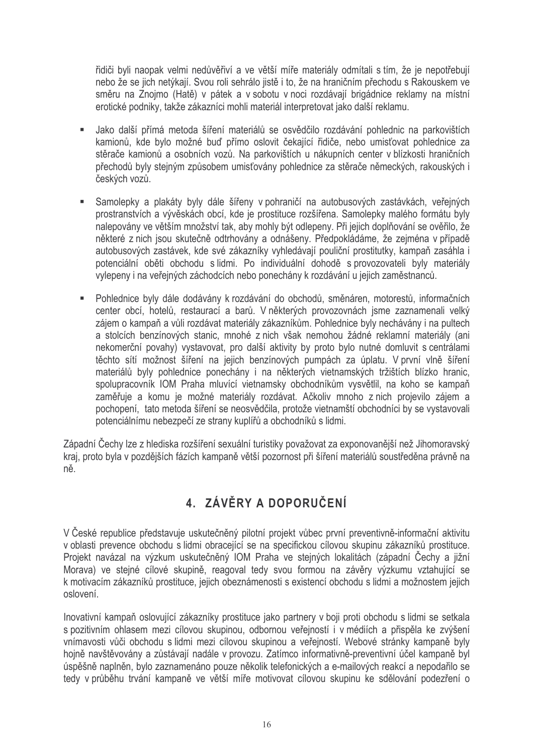řidiči byli naopak velmi nedůvěřiví a ve větší míře materiály odmítali s tím, že je nepotřebují nebo že se jich netýkají. Svou roli sehrálo jistě i to, že na hraničním přechodu s Rakouskem ve směru na Znojmo (Hatě) v pátek a v sobotu v noci rozdávají brigádnice reklamy na místní erotické podniky, takže zákazníci mohli materiál interpretovat jako další reklamu.

- Jako další přímá metoda šíření materiálů se osvědčilo rozdávání pohlednic na parkovištích kamionů, kde bylo možné buď přímo oslovit čekající řidiče, nebo umisťovat pohlednice za stěrače kamionů a osobních vozů. Na parkovištích u nákupních center v blízkosti hraničních přechodů byly stejným způsobem umisťovány pohlednice za stěrače německých, rakouských i českých vozů.

- Samolepky a plakáty byly dále šířeny v pohraničí na autobusových zastávkách, veřejných prostranstvích a vývěskách obcí, kde je prostituce rozšířena. Samolepky malého formátu byly nalepovány ve větším množství tak, aby mohly být odlepeny. Při jejich doplňování se ověřilo, že některé z nich jsou skutečně odtrhovány a odnášeny. Předpokládáme, že zejména v případě autobusových zastávek, kde své zákazníky vyhledávají pouliční prostitutky, kampaň zasáhla i potenciální oběti obchodu s lidmi. Po individuální dohodě s provozovateli byly materiály vylepeny i na veřejných záchodcích nebo ponechány k rozdávání u jejich zaměstnanců.

- Pohlednice byly dále dodávány k rozdávání do obchodů, směnáren, motorestů, informačních center obcí, hotelů, restaurací a barů. V některých provozovnách jsme zaznamenali velký zájem o kampaň a vůli rozdávat materiály zákazníkům. Pohlednice byly nechávány i na pultech a stolcích benzínových stanic, mnohé z nich však nemohou žádné reklamní materiály (ani nekomerční povahy) vystavovat, pro další aktivity by proto bylo nutné domluvit s centrálami těchto sítí možnost šíření na jejich benzínových pumpách za úplatu. V první vlně šíření materiálů byly pohlednice ponechány i na některých vietnamských tržištích blízko hranic, spolupracovník IOM Praha mluvící vietnamsky obchodníkům vysvětlil, na koho se kampaň zaměřuje a komu je možné materiály rozdávat. Ačkoliv mnoho z nich projevilo zájem a pochopení, tato metoda šíření se neosvědčila, protože vietnamští obchodníci by se vystavovali potenciálnímu nebezpečí ze strany kuplířů a obchodníků s lidmi.

Západní Čechy lze z hlediska rozšíření sexuální turistiky považovat za exponovanější než Jihomoravský kraj, proto byla v pozdějších fázích kampaně větší pozornost při šíření materiálů soustředěna právně na ně.

# 4. ZÁVĚRY A DOPORUČENÍ

V České republice představuje uskutečněný pilotní projekt vůbec první preventivně-informační aktivitu v oblasti prevence obchodu s lidmi obracející se na specifickou cílovou skupinu zákazníků prostituce. Projekt navázal na výzkum uskutečněný IOM Praha ve stejných lokalitách (západní Čechy a jižní Morava) ve stejné cílové skupině, reagoval tedy svou formou na závěry výzkumu vztahující se k motivacím zákazníků prostituce, jejich obeznámenosti s existencí obchodu s lidmi a možnostem jejich oslovení.

Inovativní kampaň oslovující zákazníky prostituce jako partnery v boji proti obchodu s lidmi se setkala s pozitivním ohlasem mezi cílovou skupinou, odbornou veřejností i v médiích a přispěla ke zvýšení vnímavosti vůči obchodu s lidmi mezi cílovou skupinou a veřejností. Webové stránky kampaně byly hojně navštěvovány a zůstávají nadále v provozu. Zatímco informativně-preventivní účel kampaně byl úspěšně naplněn, bylo zaznamenáno pouze několik telefonických a e-mailových reakcí a nepodařilo se tedy v průběhu trvání kampaně ve větší míře motivovat cílovou skupinu ke sdělování podezření o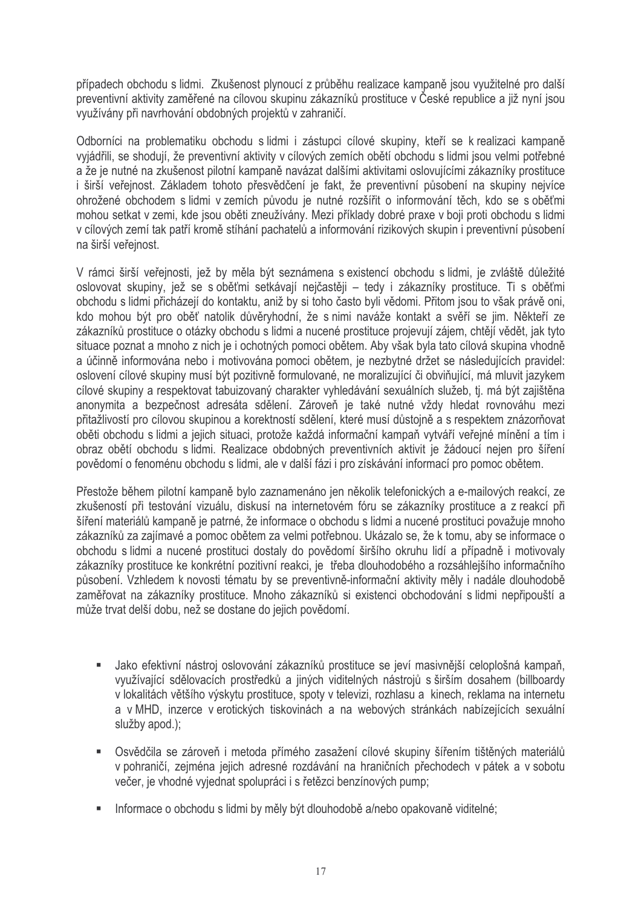případech obchodu s lidmi. Zkušenost plynoucí z průběhu realizace kampaně jsou využitelné pro další preventivní aktivity zaměřené na cílovou skupinu zákazníků prostituce v České republice a již nyní jsou využívány při navrhování obdobných projektů v zahraničí.

Odborníci na problematiku obchodu s lidmi i zástupci cílové skupiny, kteří se k realizaci kampaně vyjádřili, se shodují, že preventivní aktivity v cílových zemích obětí obchodu s lidmi jsou velmi potřebné a že je nutné na zkušenost pilotní kampaně navázat dalšími aktivitami oslovujícími zákazníky prostituce i širší veřejnost. Základem tohoto přesvědčení je fakt, že preventivní působení na skupiny nejvíce ohrožené obchodem s lidmi v zemích původu je nutné rozšířit o informování těch, kdo se s oběťmi mohou setkat v zemi, kde jsou oběti zneužívány. Mezi příklady dobré praxe v boji proti obchodu s lidmi v cílových zemí tak patří kromě stíhání pachatelů a informování rizikových skupin i preventivní působení na širší veřejnost.

V rámci širší veřejnosti, jež by měla být seznámena s existencí obchodu s lidmi, je zvláště důležité oslovovat skupiny, jež se s oběťmi setkávají nejčastěji – tedy i zákazníky prostituce. Ti s oběťmi obchodu s lidmi přicházejí do kontaktu, aniž by si toho často byli vědomi. Přitom jsou to však právě oni, kdo mohou být pro oběť natolik důvěryhodní, že s nimi naváže kontakt a svěří se jim. Někteří ze zákazníků prostituce o otázky obchodu s lidmi a nucené prostituce projevují zájem, chtějí vědět, jak tyto situace poznat a mnoho z nich je i ochotných pomoci obětem. Aby však byla tato cílová skupina vhodně a účinně informována nebo i motivována pomoci obětem, je nezbytné držet se následujících pravidel: oslovení cílové skupiny musí být pozitivně formulované, ne moralizující či obviňující, má mluvit jazykem cílové skupiny a respektovat tabuizovaný charakter vyhledávání sexuálních služeb, tj. má být zajištěna anonymita a bezpečnost adresáta sdělení. Zároveň je také nutné vždy hledat rovnováhu mezi přitažlivostí pro cílovou skupinou a korektností sdělení, které musí důstojně a s respektem znázorňovat oběti obchodu s lidmi a jejich situaci, protože každá informační kampaň vytváří veřejné mínění a tím i obraz obětí obchodu s lidmi. Realizace obdobných preventivních aktivit je žádoucí nejen pro šíření povědomí o fenoménu obchodu s lidmi, ale v další fázi i pro získávání informací pro pomoc obětem.

Přestože během pilotní kampaně bylo zaznamenáno jen několik telefonických a e-mailových reakcí, ze zkušeností při testování vizuálu, diskusí na internetovém fóru se zákazníky prostituce a z reakcí při šíření materiálů kampaně je patrné, že informace o obchodu s lidmi a nucené prostituci považuje mnoho zákazníků za zajímavé a pomoc obětem za velmi potřebnou. Ukázalo se, že k tomu, aby se informace o obchodu s lidmi a nucené prostituci dostaly do povědomí širšího okruhu lidí a případně i motivovaly zákazníky prostituce ke konkrétní pozitivní reakci, je třeba dlouhodobého a rozsáhlejšího informačního působení. Vzhledem k novosti tématu by se preventivně-informační aktivity měly i nadále dlouhodobě zaměřovat na zákazníky prostituce. Mnoho zákazníků si existenci obchodování s lidmi nepřipouští a může trvat delší dobu, než se dostane do jejich povědomí.

- Jako efektivní nástroj oslovování zákazníků prostituce se jeví masivnější celoplošná kampaň, využívající sdělovacích prostředků a jiných viditelných nástrojů s širším dosahem (billboardy v lokalitách většího výskytu prostituce, spoty v televizi, rozhlasu a kinech, reklama na internetu a v MHD, inzerce v erotických tiskovinách a na webových stránkách nabízejících sexuální služby apod.);

- Osvědčila se zároveň i metoda přímého zasažení cílové skupiny šířením tištěných materiálů v pohraničí, zejména jejich adresné rozdávání na hraničních přechodech v pátek a v sobotu večer, je vhodné vyjednat spolupráci i s řetězci benzínových pump;

- Informace o obchodu s lidmi by měly být dlouhodobě a/nebo opakovaně viditelné;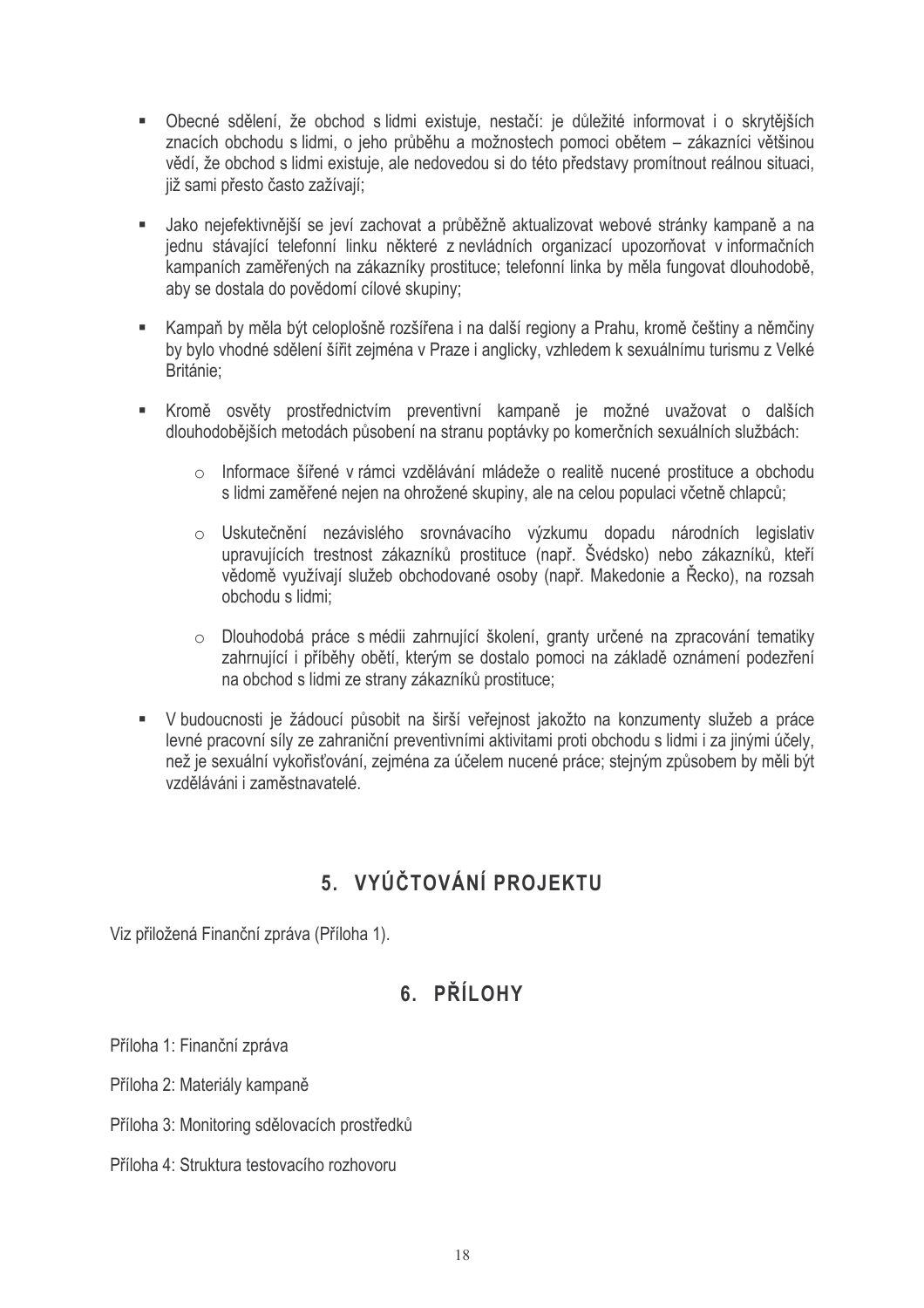- Obecné sdělení, že obchod s lidmi existuje, nestačí: je důležité informovat i o skrytějších znacích obchodu s lidmi, o jeho průběhu a možnostech pomoci obětem – zákazníci většinou vědí, že obchod s lidmi existuje, ale nedovedou si do této představy promítnout reálnou situaci, již sami přesto často zažívají;

- Jako nejefektivnější se jeví zachovat a průběžně aktualizovat webové stránky kampaně a na jednu stávající telefonní linku některé z nevládních organizací upozorňovat v informačních kampaních zaměřených na zákazníky prostituce; telefonní linka by měla fungovat dlouhodobě, aby se dostala do povědomí cílové skupiny;

- Kampaň by měla být celoplošně rozšířena i na další regiony a Prahu, kromě češtiny a němčiny by bylo vhodné sdělení šířit zejména v Praze i anglicky, vzhledem k sexuálnímu turismu z Velké Británie;

- Kromě osvěty prostřednictvím preventivní kampaně je možné uvažovat o dalších dlouhodobějších metodách působení na stranu poptávky po komerčních sexuálních službách:

    - Informace šířené v rámci vzdělávání mládeže o realitě nucené prostituce a obchodu s lidmi zaměřené nejen na ohrožené skupiny, ale na celou populaci včetně chlapců;

    - Uskutečnění nezávislého srovnávacího výzkumu dopadu národních legislativ upravujících trestnost zákazníků prostituce (např. Švédsko) nebo zákazníků, kteří vědomě využívají služeb obchodované osoby (např. Makedonie a Řecko), na rozsah obchodu s lidmi;

    - Dlouhodobá práce s médii zahrnující školení, granty určené na zpracování tematiky zahrnující i příběhy obětí, kterým se dostalo pomoci na základě oznámení podezření na obchod s lidmi ze strany zákazníků prostituce;

- V budoucnosti je žádoucí působit na širší veřejnost jakožto na konzumenty služeb a práce levné pracovní síly ze zahraniční preventivními aktivitami proti obchodu s lidmi i za jinými účely, než je sexuální vykořisťování, zejména za účelem nucené práce; stejným způsobem by měli být vzděláváni i zaměstnavatelé.

## 5. VYÚČTOVÁNÍ PROJEKTU

Viz přiložená Finanční zpráva (Příloha 1).

## 6. PŘÍLOHY

Příloha 1: Finanční zpráva

Příloha 2: Materiály kampaně

Příloha 3: Monitoring sdělovacích prostředků

Příloha 4: Struktura testovacího rozhovoru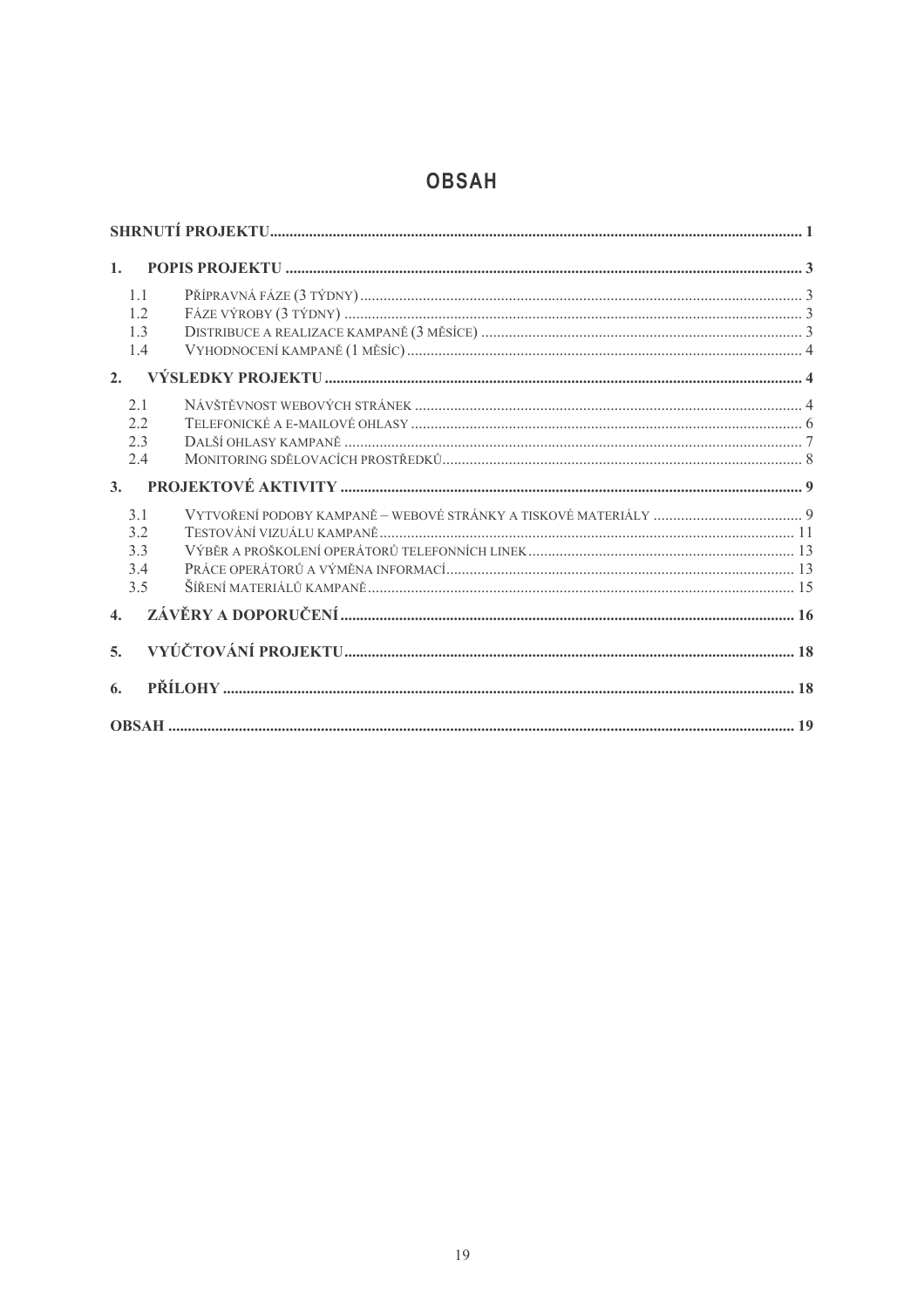# OBSAH

SHRNUTÍ PROJEKTU ..................... 1

1. POPIS PROJEKTU ..................... 3
   - 1.1 Přípravná fáze (3 týdny) ..................... 3
   - 1.2 Fáze výroby (3 týdny) ..................... 3
   - 1.3 Distribuce a realizace kampaně (3 měsíce) ..................... 3
   - 1.4 Vyhodnocení kampaně (1 měsíc) ..................... 4
2. VÝSLEDKY PROJEKTU ..................... 4
   - 2.1 Návštěvnost webových stránek ..................... 4
   - 2.2 Telefonické a e-mailové ohlasy ..................... 6
   - 2.3 Další ohlasy kampaně ..................... 7
   - 2.4 Monitoring sdělovacích prostředků ..................... 8
3. PROJEKTOVÉ AKTIVITY ..................... 9
   - 3.1 Vytvoření podoby kampaně – webové stránky a tiskové materiály ..................... 9
   - 3.2 Testování vizuálu kampaně ..................... 11
   - 3.3 Výběr a proškolení operátorů telefonních linek ..................... 13
   - 3.4 Práce operátorů a výměna informací ..................... 13
   - 3.5 Šíření materiálů kampaně ..................... 15
4. ZÁVĚRY A DOPORUČENÍ ..................... 16
5. VYÚČTOVÁNÍ PROJEKTU ..................... 18
6. PŘÍLOHY ..................... 18

OBSAH ..................... 19